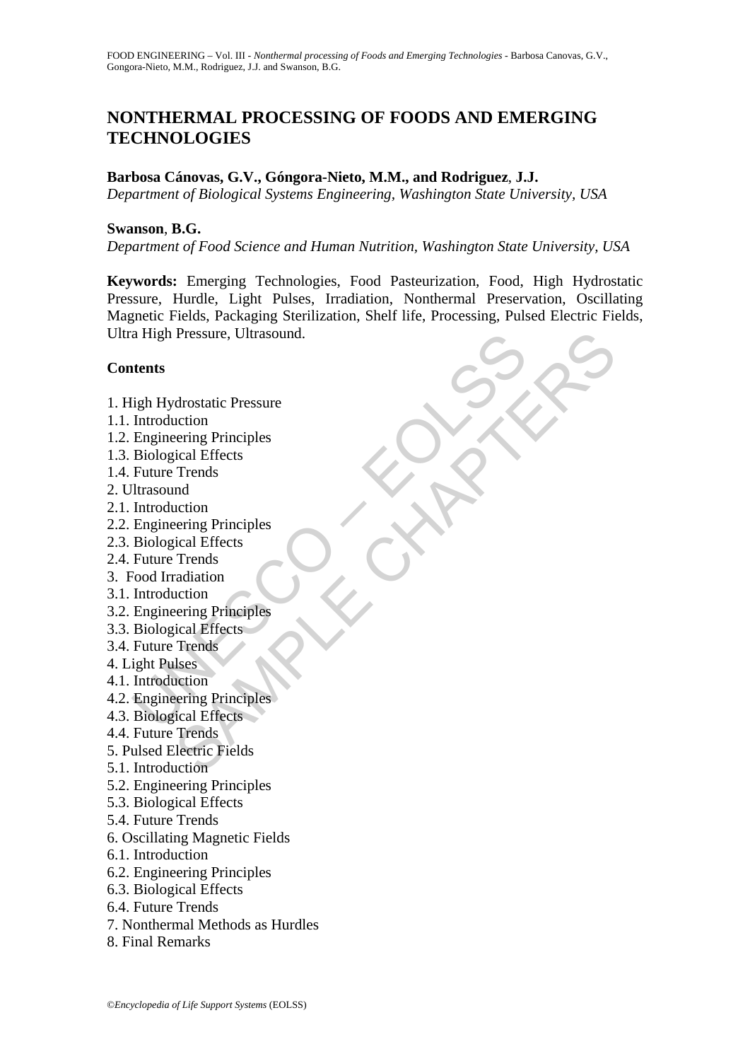# NONTHERMAL PROCESSING OF FOODS AND EMERGING TECHNOLOGIES

**Barbosa Cánovas, G.V., Góngora-Nieto, M.M., and Rodriguez, J.J.**
*Department of Biological Systems Engineering, Washington State University, USA*

**Swanson, B.G.**
*Department of Food Science and Human Nutrition, Washington State University, USA*

**Keywords:** Emerging Technologies, Food Pasteurization, Food, High Hydrostatic Pressure, Hurdle, Light Pulses, Irradiation, Nonthermal Preservation, Oscillating Magnetic Fields, Packaging Sterilization, Shelf life, Processing, Pulsed Electric Fields, Ultra High Pressure, Ultrasound.

## Contents

1. High Hydrostatic Pressure
1.1. Introduction
1.2. Engineering Principles
1.3. Biological Effects
1.4. Future Trends
2. Ultrasound
2.1. Introduction
2.2. Engineering Principles
2.3. Biological Effects
2.4. Future Trends
3. Food Irradiation
3.1. Introduction
3.2. Engineering Principles
3.3. Biological Effects
3.4. Future Trends
4. Light Pulses
4.1. Introduction
4.2. Engineering Principles
4.3. Biological Effects
4.4. Future Trends
5. Pulsed Electric Fields
5.1. Introduction
5.2. Engineering Principles
5.3. Biological Effects
5.4. Future Trends
6. Oscillating Magnetic Fields
6.1. Introduction
6.2. Engineering Principles
6.3. Biological Effects
6.4. Future Trends
7. Nonthermal Methods as Hurdles
8. Final Remarks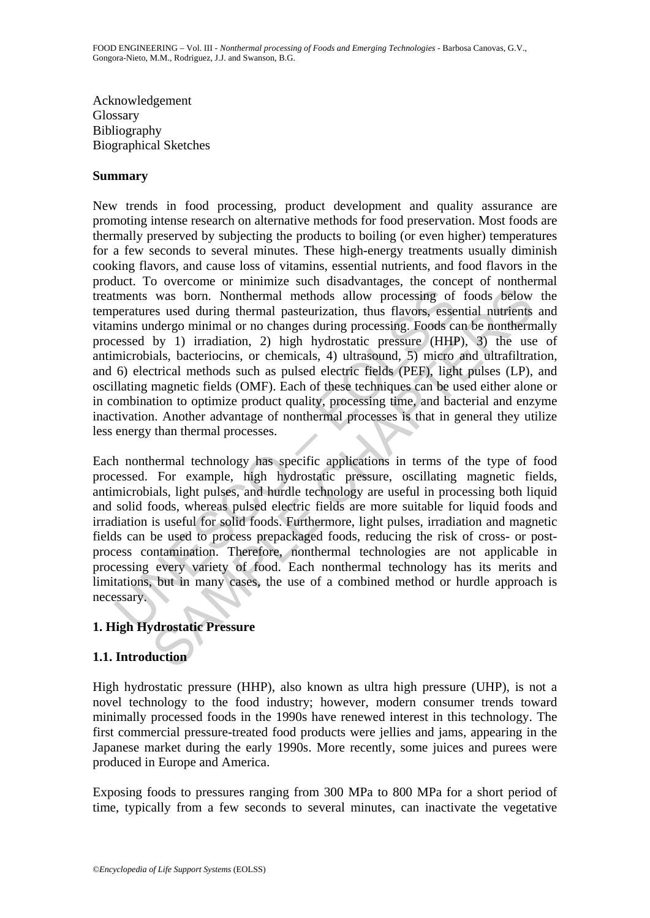Acknowledgement
Glossary
Bibliography
Biographical Sketches

**Summary**

New trends in food processing, product development and quality assurance are promoting intense research on alternative methods for food preservation. Most foods are thermally preserved by subjecting the products to boiling (or even higher) temperatures for a few seconds to several minutes. These high-energy treatments usually diminish cooking flavors, and cause loss of vitamins, essential nutrients, and food flavors in the product. To overcome or minimize such disadvantages, the concept of nonthermal treatments was born. Nonthermal methods allow processing of foods below the temperatures used during thermal pasteurization, thus flavors, essential nutrients and vitamins undergo minimal or no changes during processing. Foods can be nonthermally processed by 1) irradiation, 2) high hydrostatic pressure (HHP), 3) the use of antimicrobials, bacteriocins, or chemicals, 4) ultrasound, 5) micro and ultrafiltration, and 6) electrical methods such as pulsed electric fields (PEF), light pulses (LP), and oscillating magnetic fields (OMF). Each of these techniques can be used either alone or in combination to optimize product quality, processing time, and bacterial and enzyme inactivation. Another advantage of nonthermal processes is that in general they utilize less energy than thermal processes.

Each nonthermal technology has specific applications in terms of the type of food processed. For example, high hydrostatic pressure, oscillating magnetic fields, antimicrobials, light pulses, and hurdle technology are useful in processing both liquid and solid foods, whereas pulsed electric fields are more suitable for liquid foods and irradiation is useful for solid foods. Furthermore, light pulses, irradiation and magnetic fields can be used to process prepackaged foods, reducing the risk of cross- or post-process contamination. Therefore, nonthermal technologies are not applicable in processing every variety of food. Each nonthermal technology has its merits and limitations, but in many cases, the use of a combined method or hurdle approach is necessary.

## 1. High Hydrostatic Pressure

### 1.1. Introduction

High hydrostatic pressure (HHP), also known as ultra high pressure (UHP), is not a novel technology to the food industry; however, modern consumer trends toward minimally processed foods in the 1990s have renewed interest in this technology. The first commercial pressure-treated food products were jellies and jams, appearing in the Japanese market during the early 1990s. More recently, some juices and purees were produced in Europe and America.

Exposing foods to pressures ranging from 300 MPa to 800 MPa for a short period of time, typically from a few seconds to several minutes, can inactivate the vegetative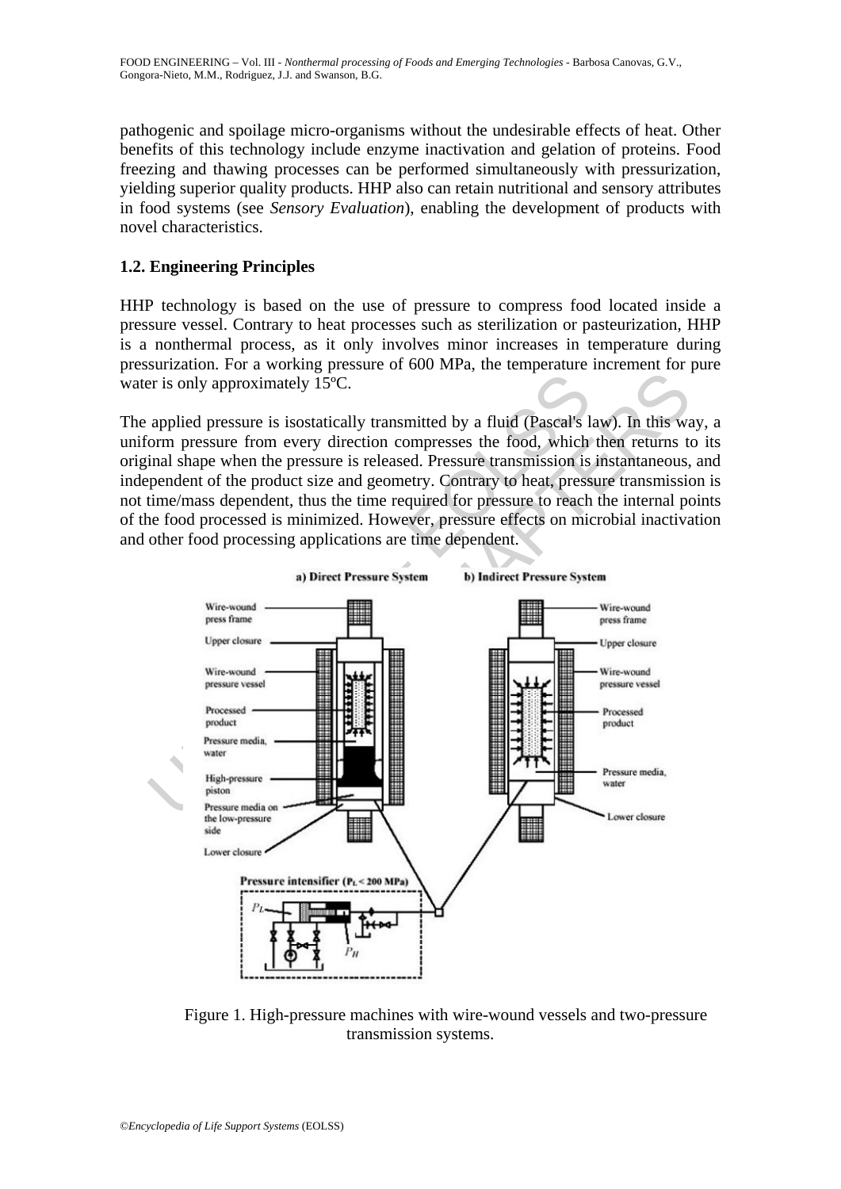pathogenic and spoilage micro-organisms without the undesirable effects of heat. Other benefits of this technology include enzyme inactivation and gelation of proteins. Food freezing and thawing processes can be performed simultaneously with pressurization, yielding superior quality products. HHP also can retain nutritional and sensory attributes in food systems (see *Sensory Evaluation*), enabling the development of products with novel characteristics.

### 1.2. Engineering Principles

HHP technology is based on the use of pressure to compress food located inside a pressure vessel. Contrary to heat processes such as sterilization or pasteurization, HHP is a nonthermal process, as it only involves minor increases in temperature during pressurization. For a working pressure of 600 MPa, the temperature increment for pure water is only approximately 15ºC.

The applied pressure is isostatically transmitted by a fluid (Pascal's law). In this way, a uniform pressure from every direction compresses the food, which then returns to its original shape when the pressure is released. Pressure transmission is instantaneous, and independent of the product size and geometry. Contrary to heat, pressure transmission is not time/mass dependent, thus the time required for pressure to reach the internal points of the food processed is minimized. However, pressure effects on microbial inactivation and other food processing applications are time dependent.

a) Direct Pressure System

b) Indirect Pressure System

Wire-wound press frame

Upper closure

Wire-wound pressure vessel

Processed product

Pressure media, water

High-pressure piston

Pressure media on the low-pressure side

Lower closure

Pressure intensifier ($P_L$ < 200 MPa)

$P_L$

$P_H$

Figure 1. High-pressure machines with wire-wound vessels and two-pressure transmission systems.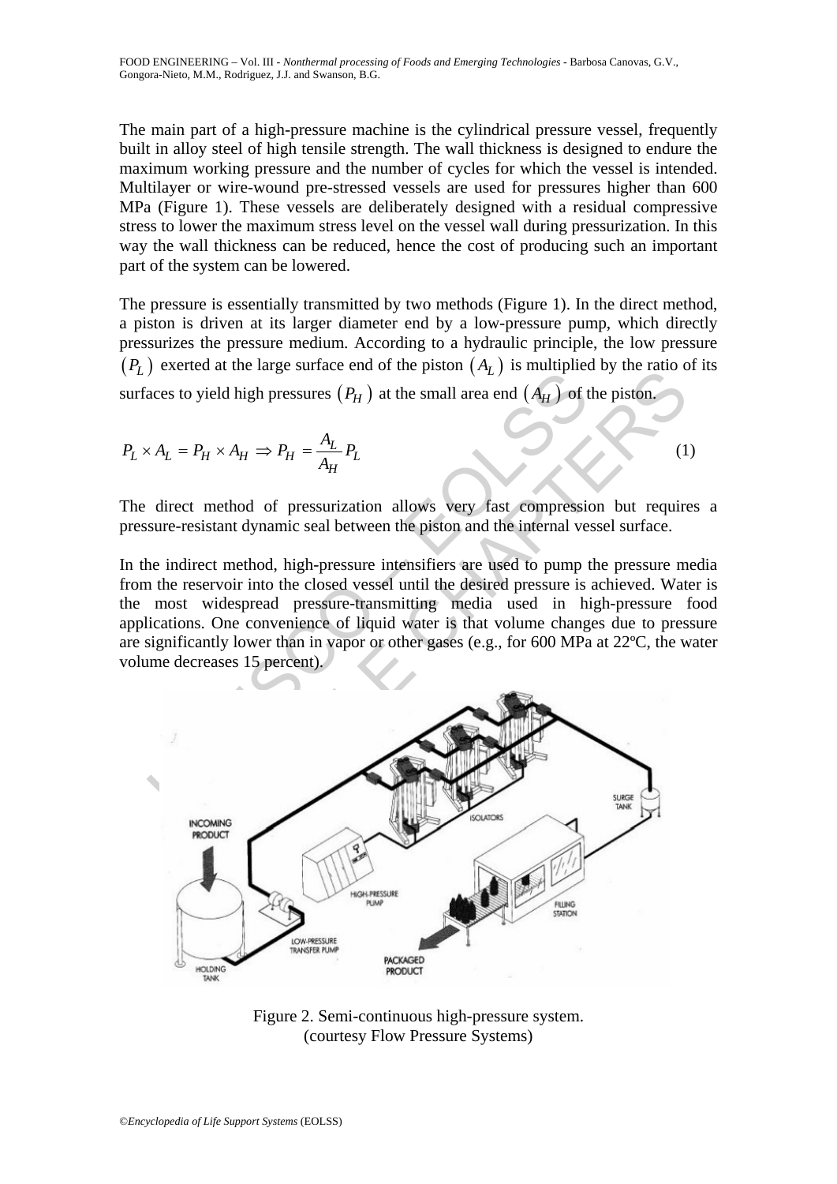The main part of a high-pressure machine is the cylindrical pressure vessel, frequently built in alloy steel of high tensile strength. The wall thickness is designed to endure the maximum working pressure and the number of cycles for which the vessel is intended. Multilayer or wire-wound pre-stressed vessels are used for pressures higher than 600 MPa (Figure 1). These vessels are deliberately designed with a residual compressive stress to lower the maximum stress level on the vessel wall during pressurization. In this way the wall thickness can be reduced, hence the cost of producing such an important part of the system can be lowered.

The pressure is essentially transmitted by two methods (Figure 1). In the direct method, a piston is driven at its larger diameter end by a low-pressure pump, which directly pressurizes the pressure medium. According to a hydraulic principle, the low pressure $(P_L)$ exerted at the large surface end of the piston $(A_L)$ is multiplied by the ratio of its surfaces to yield high pressures $(P_H)$ at the small area end $(A_H)$ of the piston.

$$P_L \times A_L = P_H \times A_H \Rightarrow P_H = \frac{A_L}{A_H} P_L \tag{1}$$

The direct method of pressurization allows very fast compression but requires a pressure-resistant dynamic seal between the piston and the internal vessel surface.

In the indirect method, high-pressure intensifiers are used to pump the pressure media from the reservoir into the closed vessel until the desired pressure is achieved. Water is the most widespread pressure-transmitting media used in high-pressure food applications. One convenience of liquid water is that volume changes due to pressure are significantly lower than in vapor or other gases (e.g., for 600 MPa at 22ºC, the water volume decreases 15 percent).

INCOMING PRODUCT
HOLDING TANK
LOW-PRESSURE TRANSFER PUMP
HIGH-PRESSURE PUMP
ISOLATORS
SURGE TANK
FILLING STATION
PACKAGED PRODUCT

Figure 2. Semi-continuous high-pressure system.
(courtesy Flow Pressure Systems)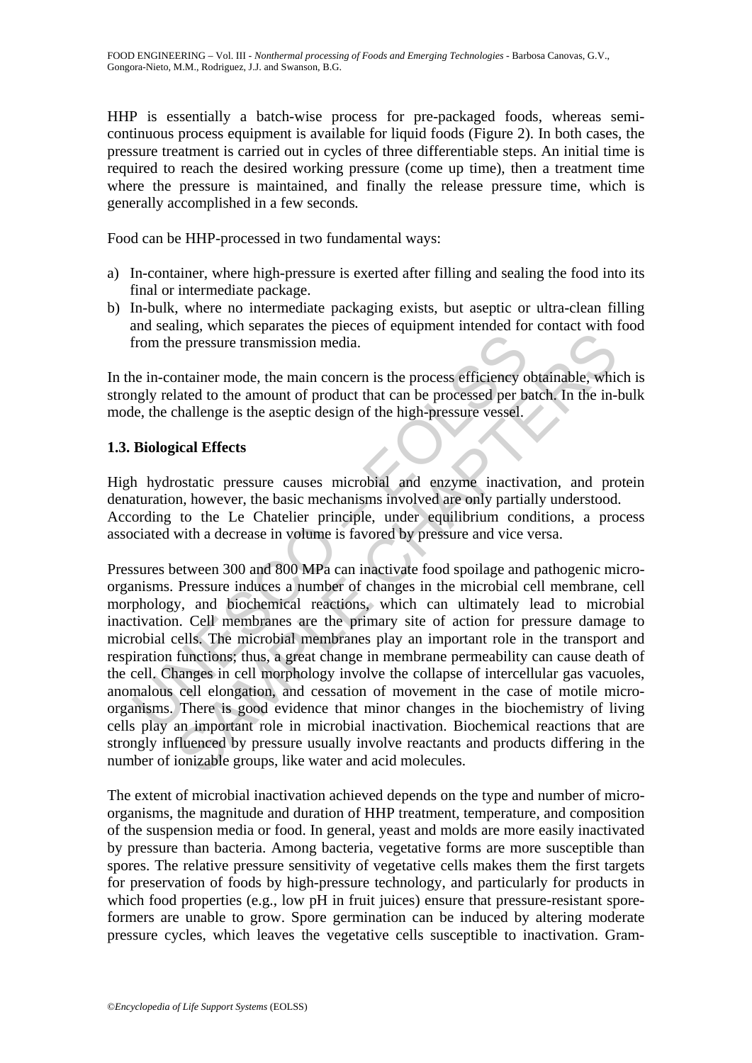HHP is essentially a batch-wise process for pre-packaged foods, whereas semi-continuous process equipment is available for liquid foods (Figure 2). In both cases, the pressure treatment is carried out in cycles of three differentiable steps. An initial time is required to reach the desired working pressure (come up time), then a treatment time where the pressure is maintained, and finally the release pressure time, which is generally accomplished in a few seconds.

Food can be HHP-processed in two fundamental ways:

a) In-container, where high-pressure is exerted after filling and sealing the food into its final or intermediate package.
b) In-bulk, where no intermediate packaging exists, but aseptic or ultra-clean filling and sealing, which separates the pieces of equipment intended for contact with food from the pressure transmission media.

In the in-container mode, the main concern is the process efficiency obtainable, which is strongly related to the amount of product that can be processed per batch. In the in-bulk mode, the challenge is the aseptic design of the high-pressure vessel.

### 1.3. Biological Effects

High hydrostatic pressure causes microbial and enzyme inactivation, and protein denaturation, however, the basic mechanisms involved are only partially understood. According to the Le Chatelier principle, under equilibrium conditions, a process associated with a decrease in volume is favored by pressure and vice versa.

Pressures between 300 and 800 MPa can inactivate food spoilage and pathogenic micro-organisms. Pressure induces a number of changes in the microbial cell membrane, cell morphology, and biochemical reactions, which can ultimately lead to microbial inactivation. Cell membranes are the primary site of action for pressure damage to microbial cells. The microbial membranes play an important role in the transport and respiration functions; thus, a great change in membrane permeability can cause death of the cell. Changes in cell morphology involve the collapse of intercellular gas vacuoles, anomalous cell elongation, and cessation of movement in the case of motile micro-organisms. There is good evidence that minor changes in the biochemistry of living cells play an important role in microbial inactivation. Biochemical reactions that are strongly influenced by pressure usually involve reactants and products differing in the number of ionizable groups, like water and acid molecules.

The extent of microbial inactivation achieved depends on the type and number of micro-organisms, the magnitude and duration of HHP treatment, temperature, and composition of the suspension media or food. In general, yeast and molds are more easily inactivated by pressure than bacteria. Among bacteria, vegetative forms are more susceptible than spores. The relative pressure sensitivity of vegetative cells makes them the first targets for preservation of foods by high-pressure technology, and particularly for products in which food properties (e.g., low pH in fruit juices) ensure that pressure-resistant spore-formers are unable to grow. Spore germination can be induced by altering moderate pressure cycles, which leaves the vegetative cells susceptible to inactivation. Gram-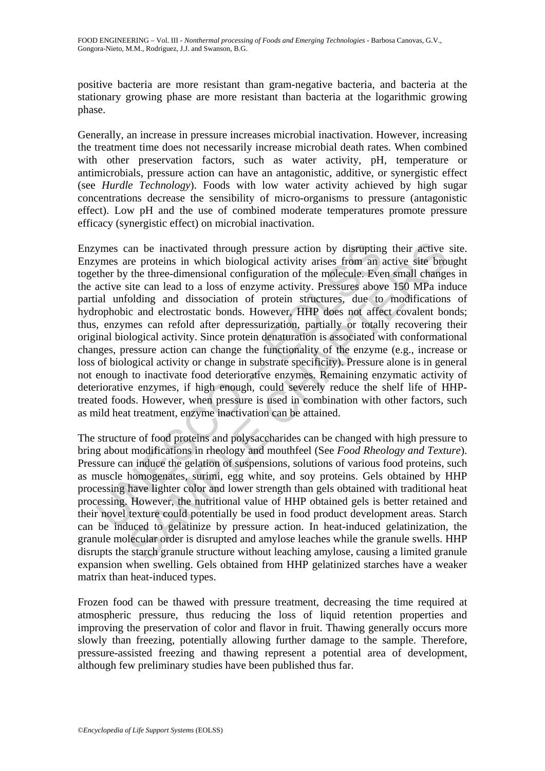positive bacteria are more resistant than gram-negative bacteria, and bacteria at the stationary growing phase are more resistant than bacteria at the logarithmic growing phase.

Generally, an increase in pressure increases microbial inactivation. However, increasing the treatment time does not necessarily increase microbial death rates. When combined with other preservation factors, such as water activity, pH, temperature or antimicrobials, pressure action can have an antagonistic, additive, or synergistic effect (see *Hurdle Technology*). Foods with low water activity achieved by high sugar concentrations decrease the sensibility of micro-organisms to pressure (antagonistic effect). Low pH and the use of combined moderate temperatures promote pressure efficacy (synergistic effect) on microbial inactivation.

Enzymes can be inactivated through pressure action by disrupting their active site. Enzymes are proteins in which biological activity arises from an active site brought together by the three-dimensional configuration of the molecule. Even small changes in the active site can lead to a loss of enzyme activity. Pressures above 150 MPa induce partial unfolding and dissociation of protein structures, due to modifications of hydrophobic and electrostatic bonds. However, HHP does not affect covalent bonds; thus, enzymes can refold after depressurization, partially or totally recovering their original biological activity. Since protein denaturation is associated with conformational changes, pressure action can change the functionality of the enzyme (e.g., increase or loss of biological activity or change in substrate specificity). Pressure alone is in general not enough to inactivate food deteriorative enzymes. Remaining enzymatic activity of deteriorative enzymes, if high enough, could severely reduce the shelf life of HHP-treated foods. However, when pressure is used in combination with other factors, such as mild heat treatment, enzyme inactivation can be attained.

The structure of food proteins and polysaccharides can be changed with high pressure to bring about modifications in rheology and mouthfeel (See *Food Rheology and Texture*). Pressure can induce the gelation of suspensions, solutions of various food proteins, such as muscle homogenates, surimi, egg white, and soy proteins. Gels obtained by HHP processing have lighter color and lower strength than gels obtained with traditional heat processing. However, the nutritional value of HHP obtained gels is better retained and their novel texture could potentially be used in food product development areas. Starch can be induced to gelatinize by pressure action. In heat-induced gelatinization, the granule molecular order is disrupted and amylose leaches while the granule swells. HHP disrupts the starch granule structure without leaching amylose, causing a limited granule expansion when swelling. Gels obtained from HHP gelatinized starches have a weaker matrix than heat-induced types.

Frozen food can be thawed with pressure treatment, decreasing the time required at atmospheric pressure, thus reducing the loss of liquid retention properties and improving the preservation of color and flavor in fruit. Thawing generally occurs more slowly than freezing, potentially allowing further damage to the sample. Therefore, pressure-assisted freezing and thawing represent a potential area of development, although few preliminary studies have been published thus far.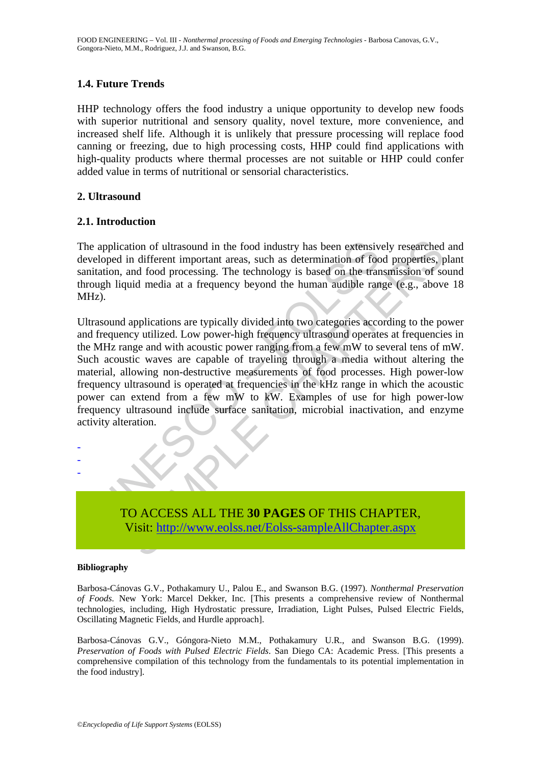### 1.4. Future Trends

HHP technology offers the food industry a unique opportunity to develop new foods with superior nutritional and sensory quality, novel texture, more convenience, and increased shelf life. Although it is unlikely that pressure processing will replace food canning or freezing, due to high processing costs, HHP could find applications with high-quality products where thermal processes are not suitable or HHP could confer added value in terms of nutritional or sensorial characteristics.

## 2. Ultrasound

### 2.1. Introduction

The application of ultrasound in the food industry has been extensively researched and developed in different important areas, such as determination of food properties, plant sanitation, and food processing. The technology is based on the transmission of sound through liquid media at a frequency beyond the human audible range (e.g., above 18 MHz).

Ultrasound applications are typically divided into two categories according to the power and frequency utilized. Low power-high frequency ultrasound operates at frequencies in the MHz range and with acoustic power ranging from a few mW to several tens of mW. Such acoustic waves are capable of traveling through a media without altering the material, allowing non-destructive measurements of food processes. High power-low frequency ultrasound is operated at frequencies in the kHz range in which the acoustic power can extend from a few mW to kW. Examples of use for high power-low frequency ultrasound include surface sanitation, microbial inactivation, and enzyme activity alteration.

-
-
-

TO ACCESS ALL THE **30 PAGES** OF THIS CHAPTER,
Visit: http://www.eolss.net/Eolss-sampleAllChapter.aspx

#### Bibliography

Barbosa-Cánovas G.V., Pothakamury U., Palou E., and Swanson B.G. (1997). *Nonthermal Preservation of Foods.* New York: Marcel Dekker, Inc. [This presents a comprehensive review of Nonthermal technologies, including, High Hydrostatic pressure, Irradiation, Light Pulses, Pulsed Electric Fields, Oscillating Magnetic Fields, and Hurdle approach].

Barbosa-Cánovas G.V., Góngora-Nieto M.M., Pothakamury U.R., and Swanson B.G. (1999). *Preservation of Foods with Pulsed Electric Fields*. San Diego CA: Academic Press. [This presents a comprehensive compilation of this technology from the fundamentals to its potential implementation in the food industry].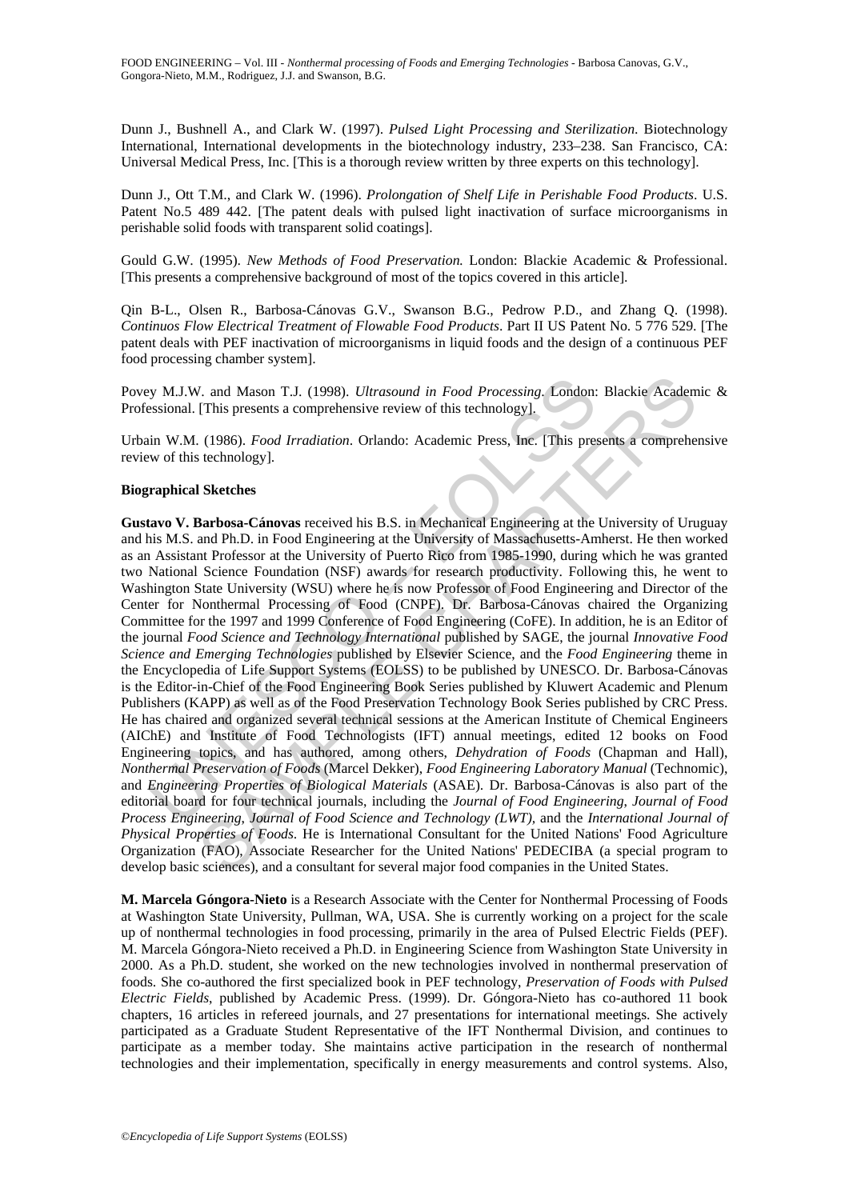Dunn J., Bushnell A., and Clark W. (1997). *Pulsed Light Processing and Sterilization*. Biotechnology International, International developments in the biotechnology industry, 233–238. San Francisco, CA: Universal Medical Press, Inc. [This is a thorough review written by three experts on this technology].

Dunn J., Ott T.M., and Clark W. (1996). *Prolongation of Shelf Life in Perishable Food Products*. U.S. Patent No.5 489 442. [The patent deals with pulsed light inactivation of surface microorganisms in perishable solid foods with transparent solid coatings].

Gould G.W. (1995). *New Methods of Food Preservation.* London: Blackie Academic & Professional. [This presents a comprehensive background of most of the topics covered in this article].

Qin B-L., Olsen R., Barbosa-Cánovas G.V., Swanson B.G., Pedrow P.D., and Zhang Q. (1998). *Continuos Flow Electrical Treatment of Flowable Food Products*. Part II US Patent No. 5 776 529. [The patent deals with PEF inactivation of microorganisms in liquid foods and the design of a continuous PEF food processing chamber system].

Povey M.J.W. and Mason T.J. (1998). *Ultrasound in Food Processing*. London: Blackie Academic & Professional. [This presents a comprehensive review of this technology].

Urbain W.M. (1986). *Food Irradiation*. Orlando: Academic Press, Inc. [This presents a comprehensive review of this technology].

**Biographical Sketches**

**Gustavo V. Barbosa-Cánovas** received his B.S. in Mechanical Engineering at the University of Uruguay and his M.S. and Ph.D. in Food Engineering at the University of Massachusetts-Amherst. He then worked as an Assistant Professor at the University of Puerto Rico from 1985-1990, during which he was granted two National Science Foundation (NSF) awards for research productivity. Following this, he went to Washington State University (WSU) where he is now Professor of Food Engineering and Director of the Center for Nonthermal Processing of Food (CNPF). Dr. Barbosa-Cánovas chaired the Organizing Committee for the 1997 and 1999 Conference of Food Engineering (CoFE). In addition, he is an Editor of the journal *Food Science and Technology International* published by SAGE, the journal *Innovative Food Science and Emerging Technologies* published by Elsevier Science, and the *Food Engineering* theme in the Encyclopedia of Life Support Systems (EOLSS) to be published by UNESCO. Dr. Barbosa-Cánovas is the Editor-in-Chief of the Food Engineering Book Series published by Kluwert Academic and Plenum Publishers (KAPP) as well as of the Food Preservation Technology Book Series published by CRC Press. He has chaired and organized several technical sessions at the American Institute of Chemical Engineers (AIChE) and Institute of Food Technologists (IFT) annual meetings, edited 12 books on Food Engineering topics, and has authored, among others, *Dehydration of Foods* (Chapman and Hall), *Nonthermal Preservation of Foods* (Marcel Dekker), *Food Engineering Laboratory Manual* (Technomic), and *Engineering Properties of Biological Materials* (ASAE). Dr. Barbosa-Cánovas is also part of the editorial board for four technical journals, including the *Journal of Food Engineering, Journal of Food Process Engineering, Journal of Food Science and Technology (LWT),* and the *International Journal of Physical Properties of Foods.* He is International Consultant for the United Nations' Food Agriculture Organization (FAO), Associate Researcher for the United Nations' PEDECIBA (a special program to develop basic sciences), and a consultant for several major food companies in the United States.

**M. Marcela Góngora-Nieto** is a Research Associate with the Center for Nonthermal Processing of Foods at Washington State University, Pullman, WA, USA. She is currently working on a project for the scale up of nonthermal technologies in food processing, primarily in the area of Pulsed Electric Fields (PEF). M. Marcela Góngora-Nieto received a Ph.D. in Engineering Science from Washington State University in 2000. As a Ph.D. student, she worked on the new technologies involved in nonthermal preservation of foods. She co-authored the first specialized book in PEF technology, *Preservation of Foods with Pulsed Electric Fields*, published by Academic Press. (1999). Dr. Góngora-Nieto has co-authored 11 book chapters, 16 articles in refereed journals, and 27 presentations for international meetings. She actively participated as a Graduate Student Representative of the IFT Nonthermal Division, and continues to participate as a member today. She maintains active participation in the research of nonthermal technologies and their implementation, specifically in energy measurements and control systems. Also,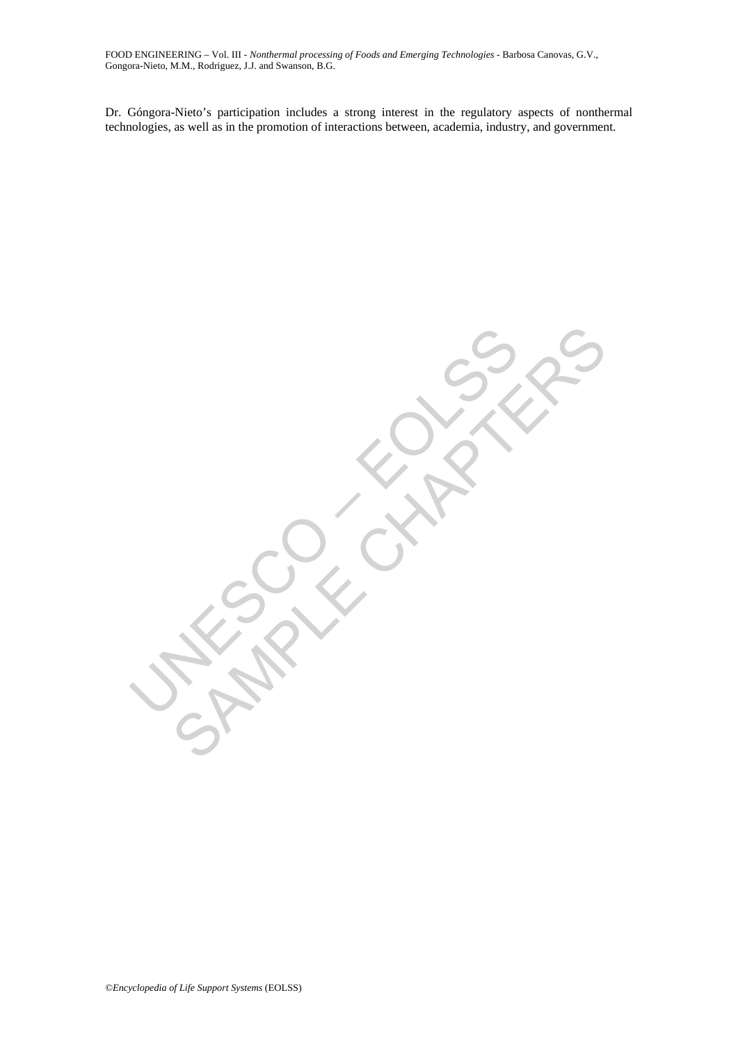Dr. Góngora-Nieto's participation includes a strong interest in the regulatory aspects of nonthermal technologies, as well as in the promotion of interactions between, academia, industry, and government.